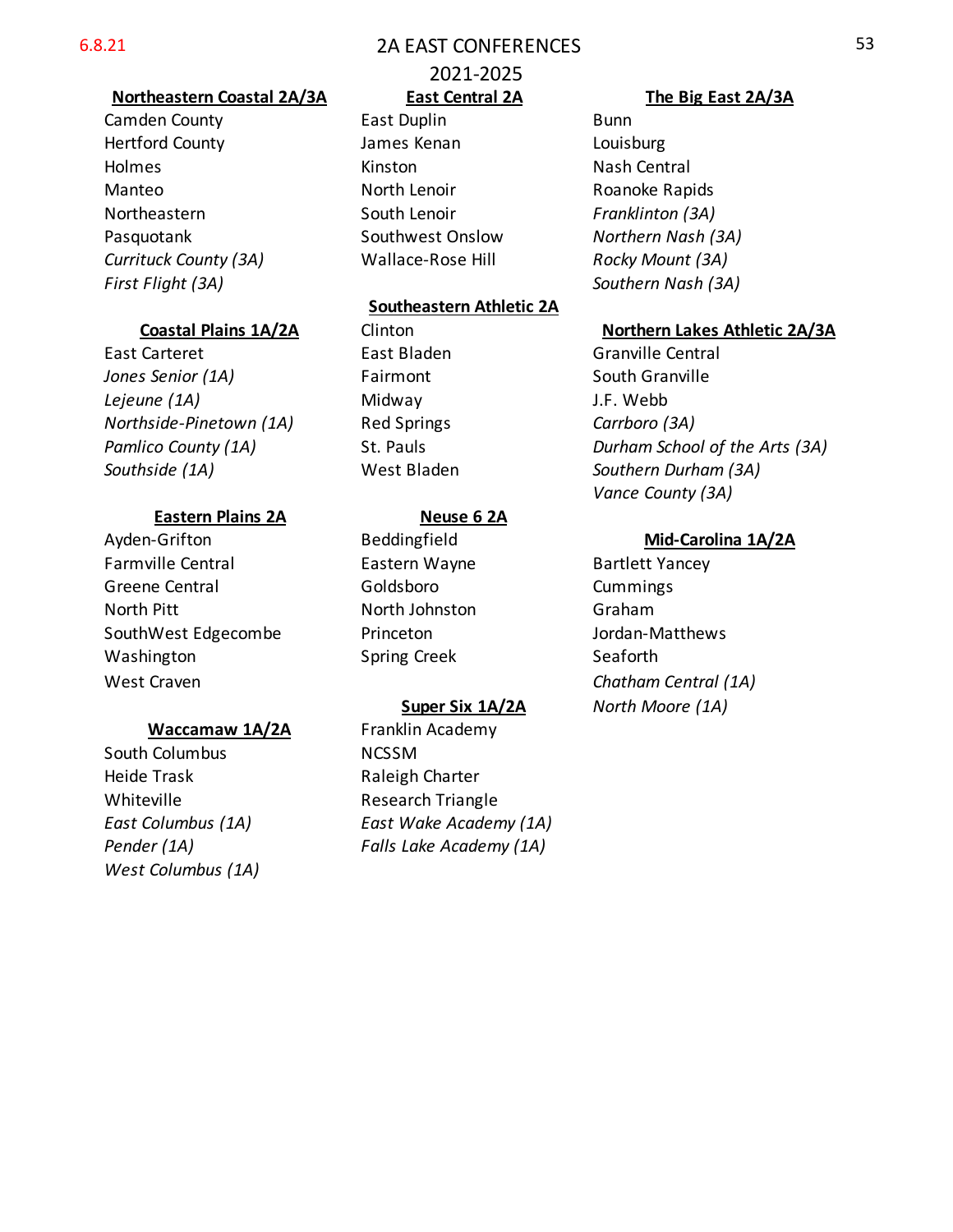6.8.21

# 2A EAST CONFERENCES

## 2021-2025

### Northeastern Coastal 2A/3A

Camden County
Hertford County
Holmes
Manteo
Northeastern
Pasquotank
*Currituck County (3A)*
*First Flight (3A)*

### Coastal Plains 1A/2A

East Carteret
*Jones Senior (1A)*
*Lejeune (1A)*
*Northside-Pinetown (1A)*
*Pamlico County (1A)*
*Southside (1A)*

### Eastern Plains 2A

Ayden-Grifton
Farmville Central
Greene Central
North Pitt
SouthWest Edgecombe
Washington
West Craven

### Waccamaw 1A/2A

South Columbus
Heide Trask
Whiteville
*East Columbus (1A)*
*Pender (1A)*
*West Columbus (1A)*

### East Central 2A

East Duplin
James Kenan
Kinston
North Lenoir
South Lenoir
Southwest Onslow
Wallace-Rose Hill

### Southeastern Athletic 2A

Clinton
East Bladen
Fairmont
Midway
Red Springs
St. Pauls
West Bladen

### Neuse 6 2A

Beddingfield
Eastern Wayne
Goldsboro
North Johnston
Princeton
Spring Creek

### Super Six 1A/2A

Franklin Academy
NCSSM
Raleigh Charter
Research Triangle
*East Wake Academy (1A)*
*Falls Lake Academy (1A)*

### The Big East 2A/3A

Bunn
Louisburg
Nash Central
Roanoke Rapids
*Franklinton (3A)*
*Northern Nash (3A)*
*Rocky Mount (3A)*
*Southern Nash (3A)*

### Northern Lakes Athletic 2A/3A

Granville Central
South Granville
J.F. Webb
*Carrboro (3A)*
*Durham School of the Arts (3A)*
*Southern Durham (3A)*
*Vance County (3A)*

### Mid-Carolina 1A/2A

Bartlett Yancey
Cummings
Graham
Jordan-Matthews
Seaforth
*Chatham Central (1A)*
*North Moore (1A)*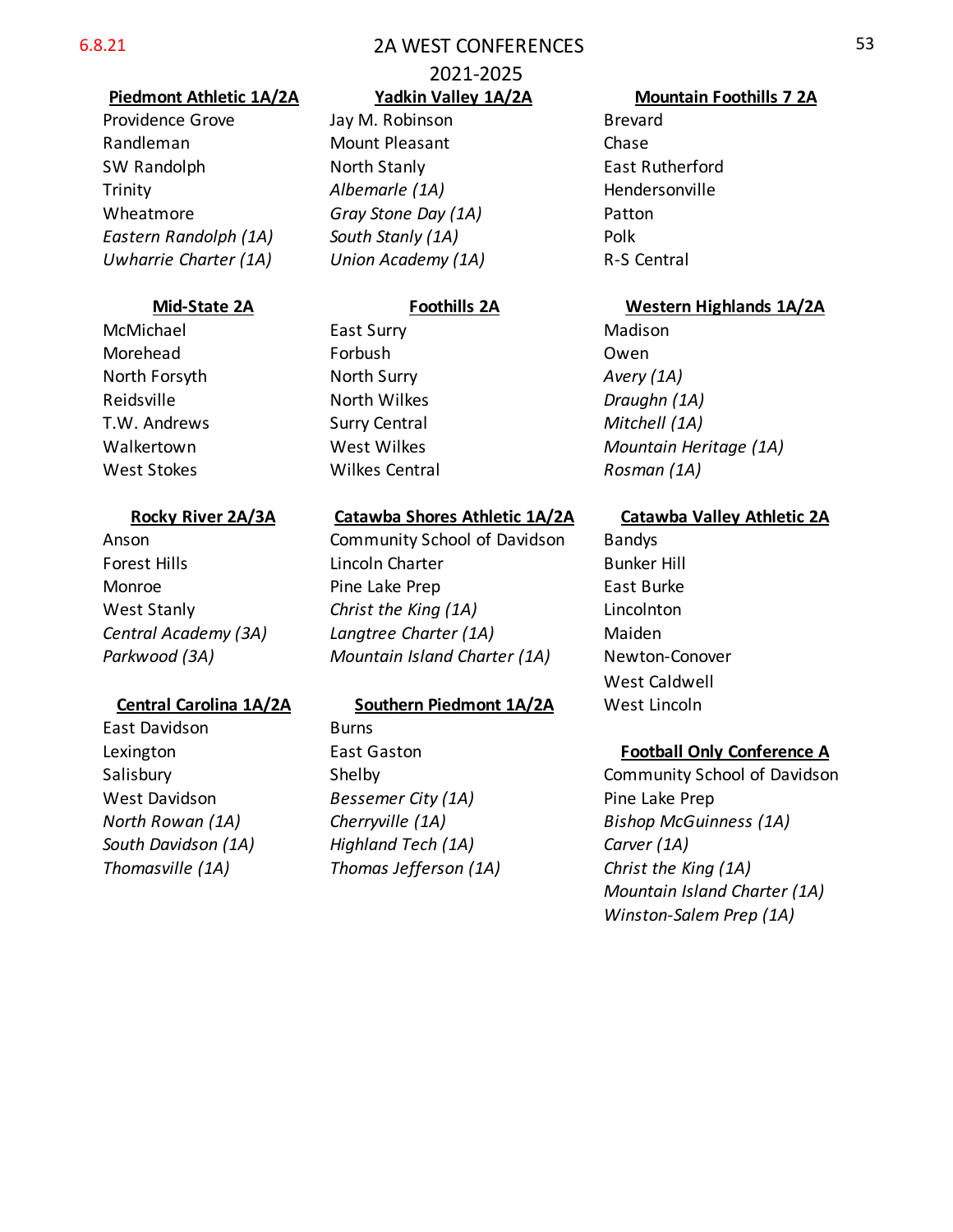6.8.21

# 2A WEST CONFERENCES
## 2021-2025

**Piedmont Athletic 1A/2A**

Providence Grove
Randleman
SW Randolph
Trinity
Wheatmore
*Eastern Randolph (1A)*
*Uwharrie Charter (1A)*

**Yadkin Valley 1A/2A**

Jay M. Robinson
Mount Pleasant
North Stanly
*Albemarle (1A)*
*Gray Stone Day (1A)*
*South Stanly (1A)*
*Union Academy (1A)*

**Mountain Foothills 7 2A**

Brevard
Chase
East Rutherford
Hendersonville
Patton
Polk
R-S Central

**Mid-State 2A**

McMichael
Morehead
North Forsyth
Reidsville
T.W. Andrews
Walkertown
West Stokes

**Foothills 2A**

East Surry
Forbush
North Surry
North Wilkes
Surry Central
West Wilkes
Wilkes Central

**Western Highlands 1A/2A**

Madison
Owen
*Avery (1A)*
*Draughn (1A)*
*Mitchell (1A)*
*Mountain Heritage (1A)*
*Rosman (1A)*

**Rocky River 2A/3A**

Anson
Forest Hills
Monroe
West Stanly
*Central Academy (3A)*
*Parkwood (3A)*

**Catawba Shores Athletic 1A/2A**

Community School of Davidson
Lincoln Charter
Pine Lake Prep
*Christ the King (1A)*
*Langtree Charter (1A)*
*Mountain Island Charter (1A)*

**Catawba Valley Athletic 2A**

Bandys
Bunker Hill
East Burke
Lincolnton
Maiden
Newton-Conover
West Caldwell
West Lincoln

**Central Carolina 1A/2A**

East Davidson
Lexington
Salisbury
West Davidson
*North Rowan (1A)*
*South Davidson (1A)*
*Thomasville (1A)*

**Southern Piedmont 1A/2A**

Burns
East Gaston
Shelby
*Bessemer City (1A)*
*Cherryville (1A)*
*Highland Tech (1A)*
*Thomas Jefferson (1A)*

**Football Only Conference A**

Community School of Davidson
Pine Lake Prep
*Bishop McGuinness (1A)*
*Carver (1A)*
*Christ the King (1A)*
*Mountain Island Charter (1A)*
*Winston-Salem Prep (1A)*